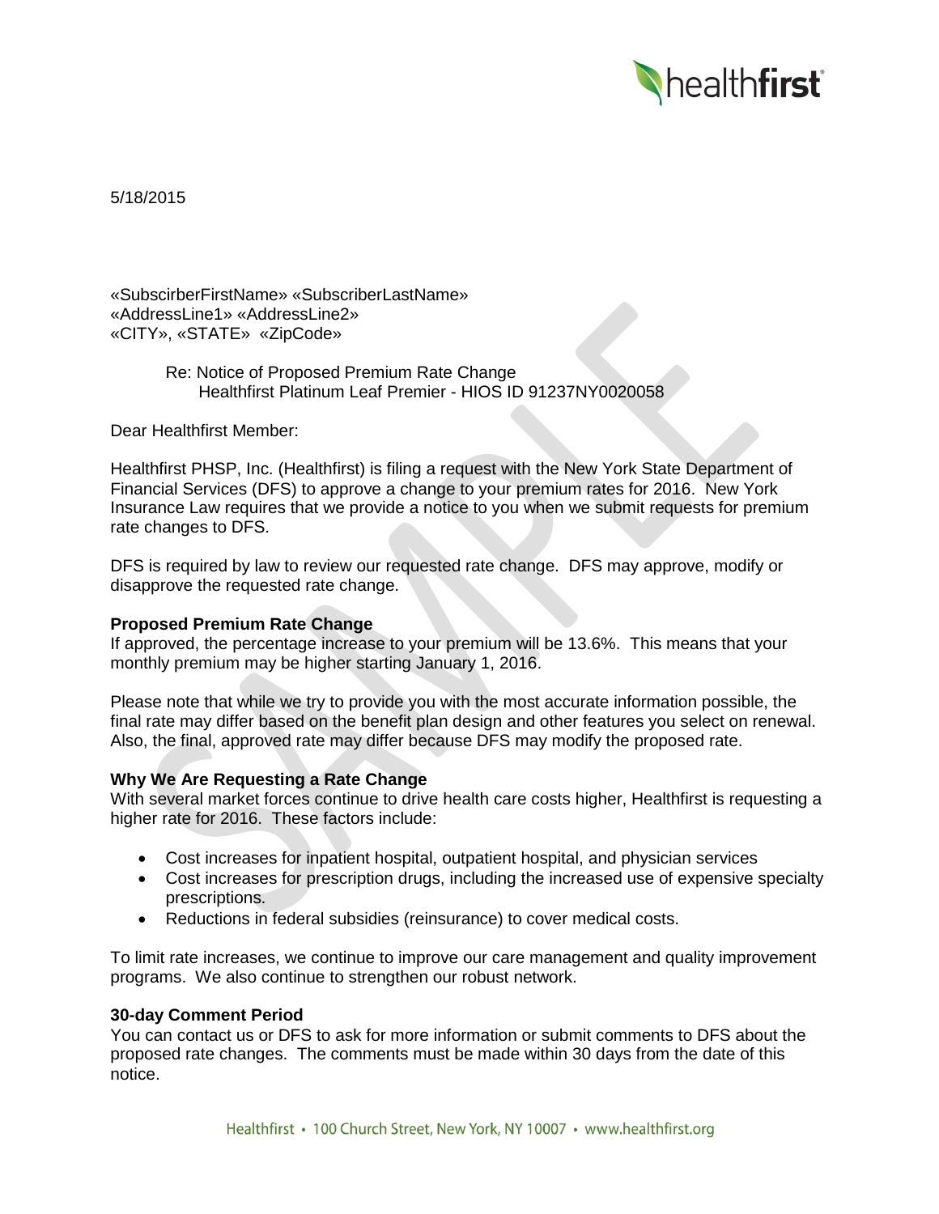5/18/2015

«SubscirberFirstName» «SubscriberLastName»
«AddressLine1» «AddressLine2»
«CITY», «STATE» «ZipCode»

Re: Notice of Proposed Premium Rate Change
Healthfirst Platinum Leaf Premier - HIOS ID 91237NY0020058

Dear Healthfirst Member:

Healthfirst PHSP, Inc. (Healthfirst) is filing a request with the New York State Department of Financial Services (DFS) to approve a change to your premium rates for 2016. New York Insurance Law requires that we provide a notice to you when we submit requests for premium rate changes to DFS.

DFS is required by law to review our requested rate change. DFS may approve, modify or disapprove the requested rate change.

**Proposed Premium Rate Change**
If approved, the percentage increase to your premium will be 13.6%. This means that your monthly premium may be higher starting January 1, 2016.

Please note that while we try to provide you with the most accurate information possible, the final rate may differ based on the benefit plan design and other features you select on renewal. Also, the final, approved rate may differ because DFS may modify the proposed rate.

**Why We Are Requesting a Rate Change**
With several market forces continue to drive health care costs higher, Healthfirst is requesting a higher rate for 2016. These factors include:

- Cost increases for inpatient hospital, outpatient hospital, and physician services
- Cost increases for prescription drugs, including the increased use of expensive specialty prescriptions.
- Reductions in federal subsidies (reinsurance) to cover medical costs.

To limit rate increases, we continue to improve our care management and quality improvement programs. We also continue to strengthen our robust network.

**30-day Comment Period**
You can contact us or DFS to ask for more information or submit comments to DFS about the proposed rate changes. The comments must be made within 30 days from the date of this notice.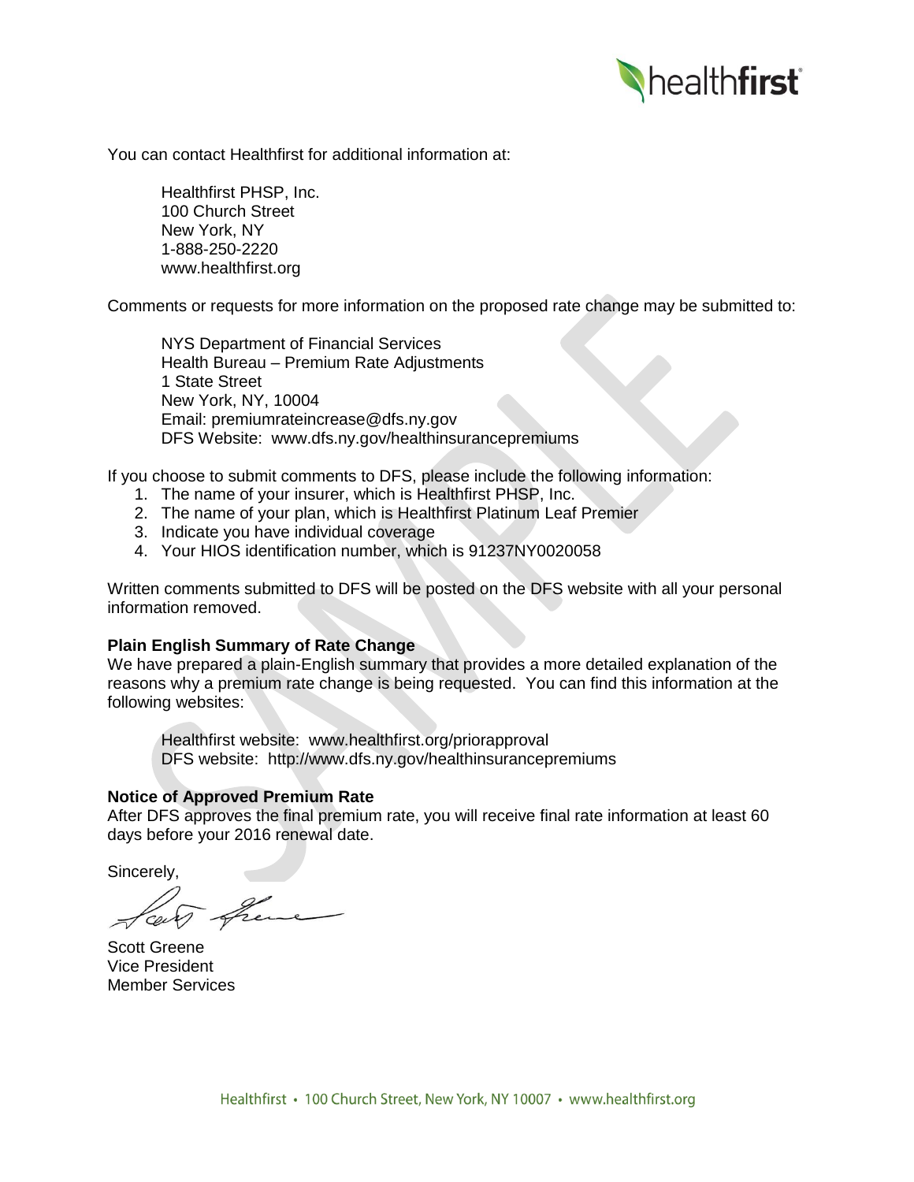You can contact Healthfirst for additional information at:

Healthfirst PHSP, Inc.
100 Church Street
New York, NY
1-888-250-2220
www.healthfirst.org

Comments or requests for more information on the proposed rate change may be submitted to:

NYS Department of Financial Services
Health Bureau – Premium Rate Adjustments
1 State Street
New York, NY, 10004
Email: premiumrateincrease@dfs.ny.gov
DFS Website: www.dfs.ny.gov/healthinsurancepremiums

If you choose to submit comments to DFS, please include the following information:

1. The name of your insurer, which is Healthfirst PHSP, Inc.
2. The name of your plan, which is Healthfirst Platinum Leaf Premier
3. Indicate you have individual coverage
4. Your HIOS identification number, which is 91237NY0020058

Written comments submitted to DFS will be posted on the DFS website with all your personal information removed.

**Plain English Summary of Rate Change**

We have prepared a plain-English summary that provides a more detailed explanation of the reasons why a premium rate change is being requested. You can find this information at the following websites:

Healthfirst website: www.healthfirst.org/priorapproval
DFS website: http://www.dfs.ny.gov/healthinsurancepremiums

**Notice of Approved Premium Rate**

After DFS approves the final premium rate, you will receive final rate information at least 60 days before your 2016 renewal date.

Sincerely,

Scott Greene
Vice President
Member Services